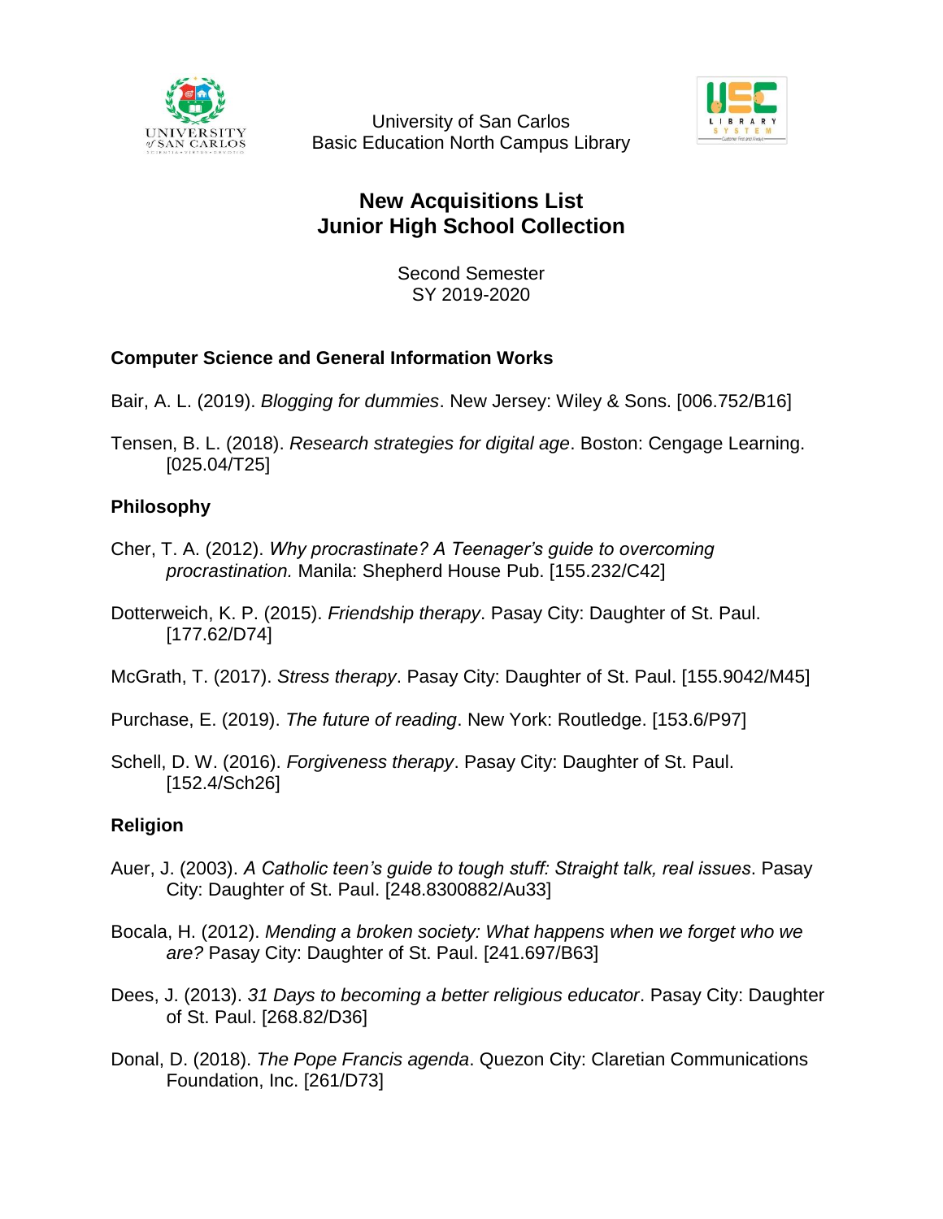University of San Carlos
Basic Education North Campus Library

# New Acquisitions List
# Junior High School Collection

Second Semester
SY 2019-2020

## Computer Science and General Information Works

Bair, A. L. (2019). *Blogging for dummies*. New Jersey: Wiley & Sons. [006.752/B16]

Tensen, B. L. (2018). *Research strategies for digital age*. Boston: Cengage Learning. [025.04/T25]

## Philosophy

Cher, T. A. (2012). *Why procrastinate? A Teenager's guide to overcoming procrastination.* Manila: Shepherd House Pub. [155.232/C42]

Dotterweich, K. P. (2015). *Friendship therapy*. Pasay City: Daughter of St. Paul. [177.62/D74]

McGrath, T. (2017). *Stress therapy*. Pasay City: Daughter of St. Paul. [155.9042/M45]

Purchase, E. (2019). *The future of reading*. New York: Routledge. [153.6/P97]

Schell, D. W. (2016). *Forgiveness therapy*. Pasay City: Daughter of St. Paul. [152.4/Sch26]

## Religion

Auer, J. (2003). *A Catholic teen's guide to tough stuff: Straight talk, real issues*. Pasay City: Daughter of St. Paul. [248.8300882/Au33]

Bocala, H. (2012). *Mending a broken society: What happens when we forget who we are?* Pasay City: Daughter of St. Paul. [241.697/B63]

Dees, J. (2013). *31 Days to becoming a better religious educator*. Pasay City: Daughter of St. Paul. [268.82/D36]

Donal, D. (2018). *The Pope Francis agenda*. Quezon City: Claretian Communications Foundation, Inc. [261/D73]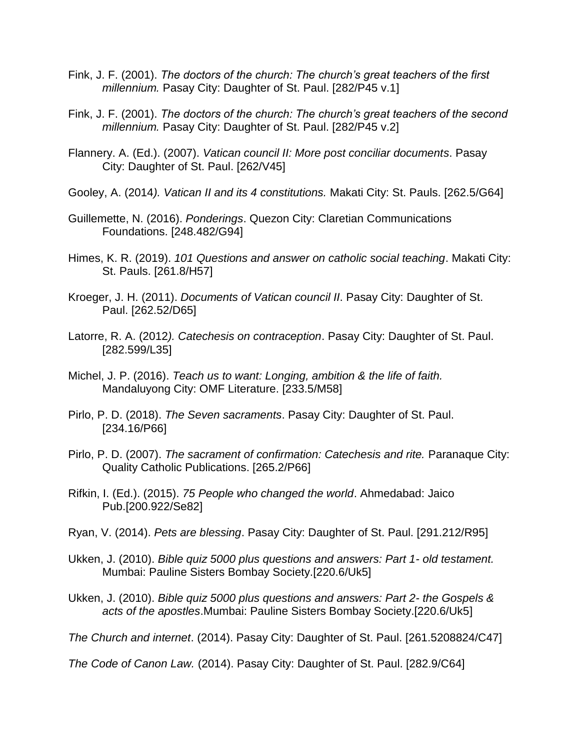Fink, J. F. (2001). *The doctors of the church: The church's great teachers of the first millennium.* Pasay City: Daughter of St. Paul. [282/P45 v.1]

Fink, J. F. (2001). *The doctors of the church: The church's great teachers of the second millennium.* Pasay City: Daughter of St. Paul. [282/P45 v.2]

Flannery. A. (Ed.). (2007). *Vatican council II: More post conciliar documents*. Pasay City: Daughter of St. Paul. [262/V45]

Gooley, A. (2014*). Vatican II and its 4 constitutions.* Makati City: St. Pauls. [262.5/G64]

Guillemette, N. (2016). *Ponderings*. Quezon City: Claretian Communications Foundations. [248.482/G94]

Himes, K. R. (2019). *101 Questions and answer on catholic social teaching*. Makati City: St. Pauls. [261.8/H57]

Kroeger, J. H. (2011). *Documents of Vatican council II*. Pasay City: Daughter of St. Paul. [262.52/D65]

Latorre, R. A. (2012*). Catechesis on contraception*. Pasay City: Daughter of St. Paul. [282.599/L35]

Michel, J. P. (2016). *Teach us to want: Longing, ambition & the life of faith.* Mandaluyong City: OMF Literature. [233.5/M58]

Pirlo, P. D. (2018). *The Seven sacraments*. Pasay City: Daughter of St. Paul. [234.16/P66]

Pirlo, P. D. (2007). *The sacrament of confirmation: Catechesis and rite.* Paranaque City: Quality Catholic Publications. [265.2/P66]

Rifkin, I. (Ed.). (2015). *75 People who changed the world*. Ahmedabad: Jaico Pub.[200.922/Se82]

Ryan, V. (2014). *Pets are blessing*. Pasay City: Daughter of St. Paul. [291.212/R95]

Ukken, J. (2010). *Bible quiz 5000 plus questions and answers: Part 1- old testament.* Mumbai: Pauline Sisters Bombay Society.[220.6/Uk5]

Ukken, J. (2010). *Bible quiz 5000 plus questions and answers: Part 2- the Gospels & acts of the apostles*.Mumbai: Pauline Sisters Bombay Society.[220.6/Uk5]

*The Church and internet*. (2014). Pasay City: Daughter of St. Paul. [261.5208824/C47]

*The Code of Canon Law.* (2014). Pasay City: Daughter of St. Paul. [282.9/C64]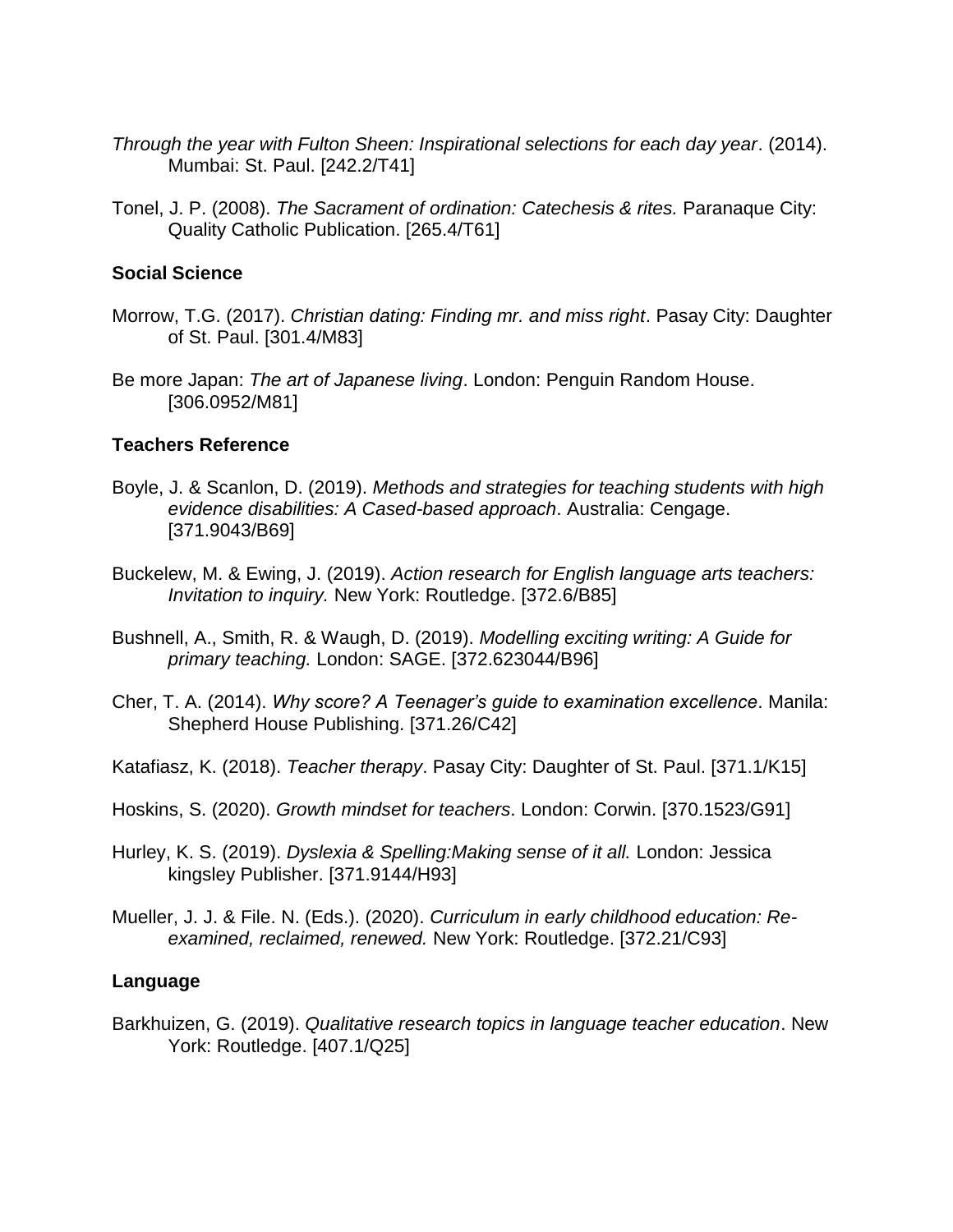*Through the year with Fulton Sheen: Inspirational selections for each day year*. (2014). Mumbai: St. Paul. [242.2/T41]

Tonel, J. P. (2008). *The Sacrament of ordination: Catechesis & rites.* Paranaque City: Quality Catholic Publication. [265.4/T61]

**Social Science**

Morrow, T.G. (2017). *Christian dating: Finding mr. and miss right*. Pasay City: Daughter of St. Paul. [301.4/M83]

Be more Japan: *The art of Japanese living*. London: Penguin Random House. [306.0952/M81]

**Teachers Reference**

Boyle, J. & Scanlon, D. (2019). *Methods and strategies for teaching students with high evidence disabilities: A Cased-based approach*. Australia: Cengage. [371.9043/B69]

Buckelew, M. & Ewing, J. (2019). *Action research for English language arts teachers: Invitation to inquiry.* New York: Routledge. [372.6/B85]

Bushnell, A., Smith, R. & Waugh, D. (2019). *Modelling exciting writing: A Guide for primary teaching.* London: SAGE. [372.623044/B96]

Cher, T. A. (2014). *Why score? A Teenager's guide to examination excellence*. Manila: Shepherd House Publishing. [371.26/C42]

Katafiasz, K. (2018). *Teacher therapy*. Pasay City: Daughter of St. Paul. [371.1/K15]

Hoskins, S. (2020). *Growth mindset for teachers*. London: Corwin. [370.1523/G91]

Hurley, K. S. (2019). *Dyslexia & Spelling:Making sense of it all.* London: Jessica kingsley Publisher. [371.9144/H93]

Mueller, J. J. & File. N. (Eds.). (2020). *Curriculum in early childhood education: Re-examined, reclaimed, renewed.* New York: Routledge. [372.21/C93]

**Language**

Barkhuizen, G. (2019). *Qualitative research topics in language teacher education*. New York: Routledge. [407.1/Q25]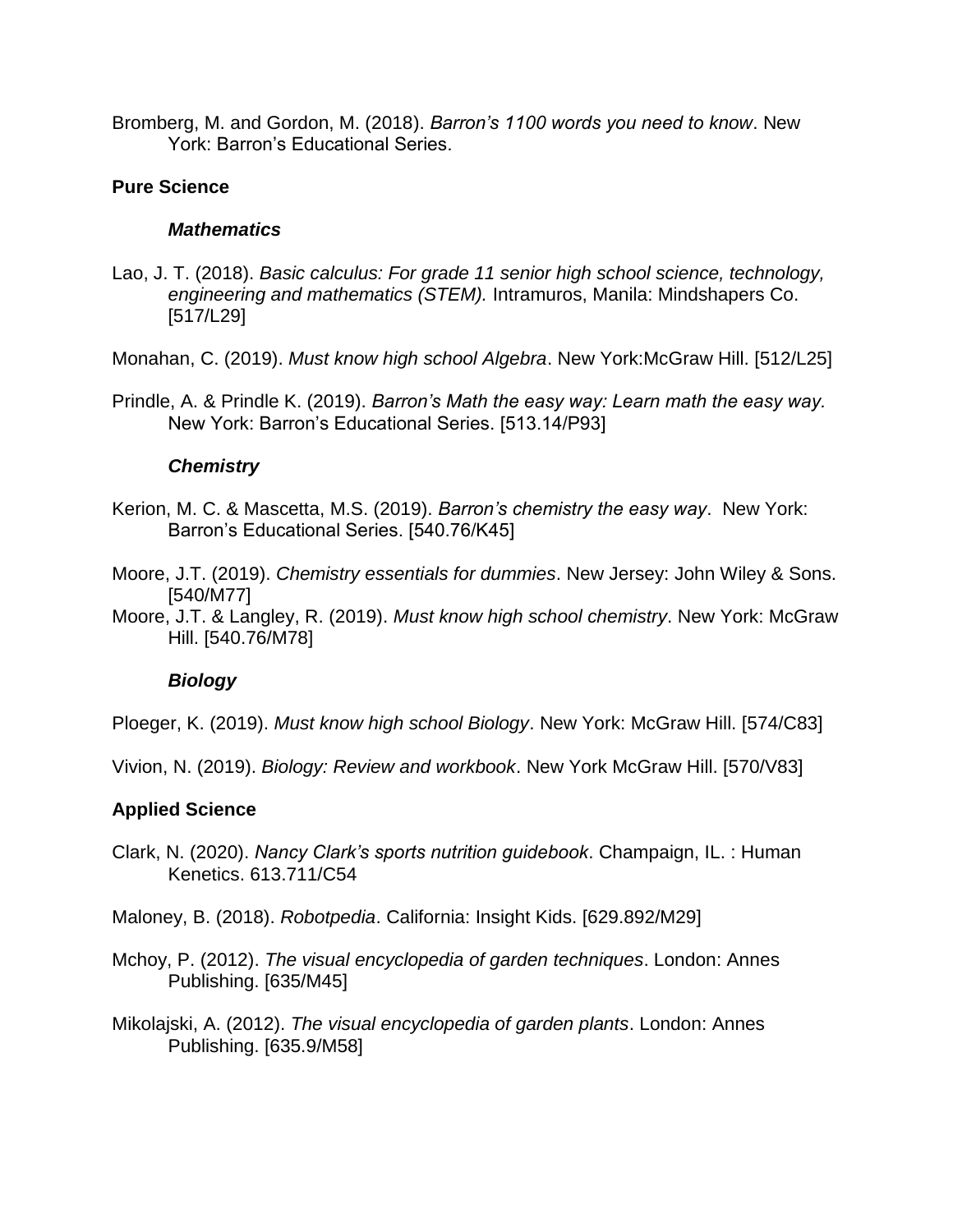Bromberg, M. and Gordon, M. (2018). *Barron's 1100 words you need to know*. New York: Barron's Educational Series.

## Pure Science

### *Mathematics*

Lao, J. T. (2018). *Basic calculus: For grade 11 senior high school science, technology, engineering and mathematics (STEM).* Intramuros, Manila: Mindshapers Co. [517/L29]

Monahan, C. (2019). *Must know high school Algebra*. New York:McGraw Hill. [512/L25]

Prindle, A. & Prindle K. (2019). *Barron's Math the easy way: Learn math the easy way.* New York: Barron's Educational Series. [513.14/P93]

### *Chemistry*

Kerion, M. C. & Mascetta, M.S. (2019). *Barron's chemistry the easy way*. New York: Barron's Educational Series. [540.76/K45]

Moore, J.T. (2019). *Chemistry essentials for dummies*. New Jersey: John Wiley & Sons. [540/M77]

Moore, J.T. & Langley, R. (2019). *Must know high school chemistry*. New York: McGraw Hill. [540.76/M78]

### *Biology*

Ploeger, K. (2019). *Must know high school Biology*. New York: McGraw Hill. [574/C83]

Vivion, N. (2019). *Biology: Review and workbook*. New York McGraw Hill. [570/V83]

## Applied Science

Clark, N. (2020). *Nancy Clark's sports nutrition guidebook*. Champaign, IL. : Human Kenetics. 613.711/C54

Maloney, B. (2018). *Robotpedia*. California: Insight Kids. [629.892/M29]

Mchoy, P. (2012). *The visual encyclopedia of garden techniques*. London: Annes Publishing. [635/M45]

Mikolajski, A. (2012). *The visual encyclopedia of garden plants*. London: Annes Publishing. [635.9/M58]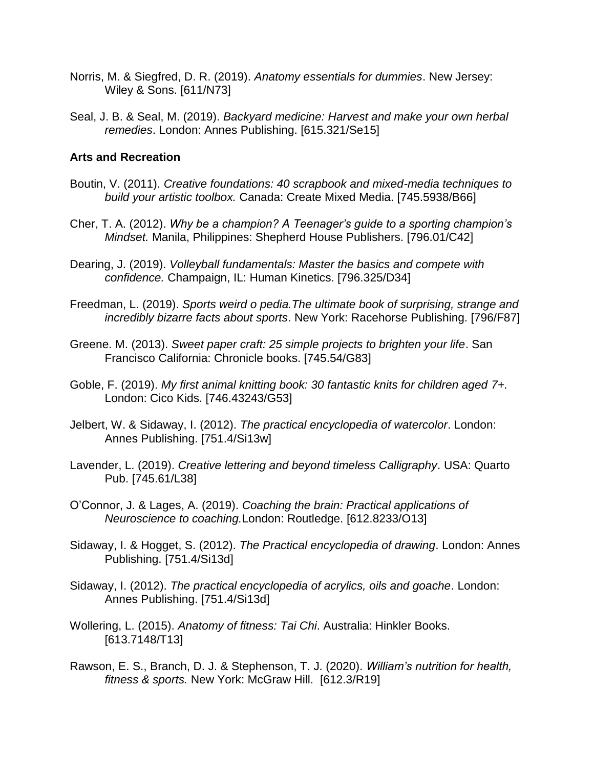Norris, M. & Siegfred, D. R. (2019). *Anatomy essentials for dummies*. New Jersey: Wiley & Sons. [611/N73]

Seal, J. B. & Seal, M. (2019). *Backyard medicine: Harvest and make your own herbal remedies*. London: Annes Publishing. [615.321/Se15]

**Arts and Recreation**

Boutin, V. (2011). *Creative foundations: 40 scrapbook and mixed-media techniques to build your artistic toolbox.* Canada: Create Mixed Media. [745.5938/B66]

Cher, T. A. (2012). *Why be a champion? A Teenager's guide to a sporting champion's Mindset.* Manila, Philippines: Shepherd House Publishers. [796.01/C42]

Dearing, J. (2019). *Volleyball fundamentals: Master the basics and compete with confidence.* Champaign, IL: Human Kinetics. [796.325/D34]

Freedman, L. (2019). *Sports weird o pedia.The ultimate book of surprising, strange and incredibly bizarre facts about sports*. New York: Racehorse Publishing. [796/F87]

Greene. M. (2013). *Sweet paper craft: 25 simple projects to brighten your life*. San Francisco California: Chronicle books. [745.54/G83]

Goble, F. (2019). *My first animal knitting book: 30 fantastic knits for children aged 7+.* London: Cico Kids. [746.43243/G53]

Jelbert, W. & Sidaway, I. (2012). *The practical encyclopedia of watercolor*. London: Annes Publishing. [751.4/Si13w]

Lavender, L. (2019). *Creative lettering and beyond timeless Calligraphy*. USA: Quarto Pub. [745.61/L38]

O'Connor, J. & Lages, A. (2019). *Coaching the brain: Practical applications of Neuroscience to coaching.*London: Routledge. [612.8233/O13]

Sidaway, I. & Hogget, S. (2012). *The Practical encyclopedia of drawing*. London: Annes Publishing. [751.4/Si13d]

Sidaway, I. (2012). *The practical encyclopedia of acrylics, oils and goache*. London: Annes Publishing. [751.4/Si13d]

Wollering, L. (2015). *Anatomy of fitness: Tai Chi*. Australia: Hinkler Books. [613.7148/T13]

Rawson, E. S., Branch, D. J. & Stephenson, T. J. (2020). *William's nutrition for health, fitness & sports.* New York: McGraw Hill. [612.3/R19]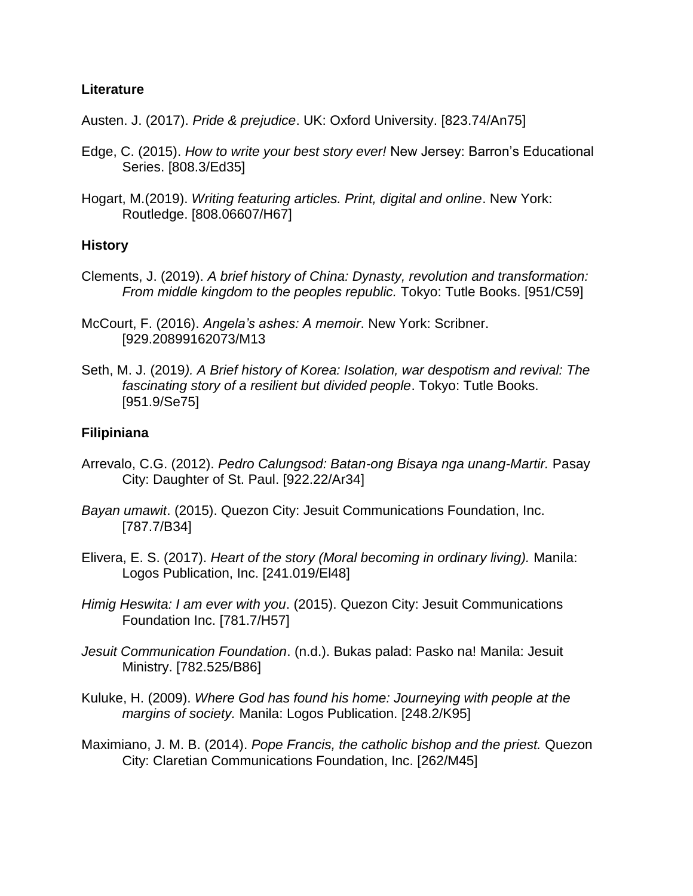**Literature**

Austen. J. (2017). *Pride & prejudice*. UK: Oxford University. [823.74/An75]

Edge, C. (2015). *How to write your best story ever!* New Jersey: Barron's Educational Series. [808.3/Ed35]

Hogart, M.(2019). *Writing featuring articles. Print, digital and online*. New York: Routledge. [808.06607/H67]

**History**

Clements, J. (2019). *A brief history of China: Dynasty, revolution and transformation: From middle kingdom to the peoples republic.* Tokyo: Tutle Books. [951/C59]

McCourt, F. (2016). *Angela's ashes: A memoir*. New York: Scribner. [929.20899162073/M13

Seth, M. J. (2019*). A Brief history of Korea: Isolation, war despotism and revival: The fascinating story of a resilient but divided people*. Tokyo: Tutle Books. [951.9/Se75]

**Filipiniana**

Arrevalo, C.G. (2012). *Pedro Calungsod: Batan-ong Bisaya nga unang-Martir.* Pasay City: Daughter of St. Paul. [922.22/Ar34]

*Bayan umawit*. (2015). Quezon City: Jesuit Communications Foundation, Inc. [787.7/B34]

Elivera, E. S. (2017). *Heart of the story (Moral becoming in ordinary living).* Manila: Logos Publication, Inc. [241.019/El48]

*Himig Heswita: I am ever with you*. (2015). Quezon City: Jesuit Communications Foundation Inc. [781.7/H57]

*Jesuit Communication Foundation*. (n.d.). Bukas palad: Pasko na! Manila: Jesuit Ministry. [782.525/B86]

Kuluke, H. (2009). *Where God has found his home: Journeying with people at the margins of society.* Manila: Logos Publication. [248.2/K95]

Maximiano, J. M. B. (2014). *Pope Francis, the catholic bishop and the priest.* Quezon City: Claretian Communications Foundation, Inc. [262/M45]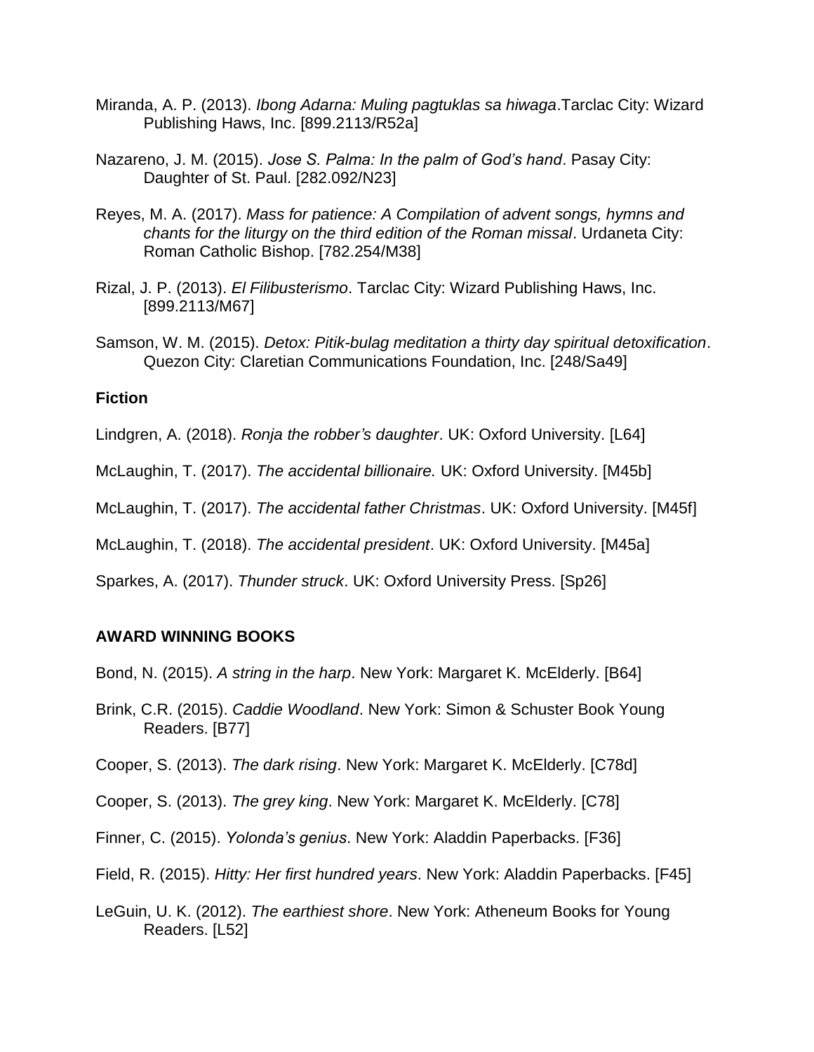Miranda, A. P. (2013). *Ibong Adarna: Muling pagtuklas sa hiwaga*.Tarclac City: Wizard Publishing Haws, Inc. [899.2113/R52a]

Nazareno, J. M. (2015). *Jose S. Palma: In the palm of God's hand*. Pasay City: Daughter of St. Paul. [282.092/N23]

Reyes, M. A. (2017). *Mass for patience: A Compilation of advent songs, hymns and chants for the liturgy on the third edition of the Roman missal*. Urdaneta City: Roman Catholic Bishop. [782.254/M38]

Rizal, J. P. (2013). *El Filibusterismo*. Tarclac City: Wizard Publishing Haws, Inc. [899.2113/M67]

Samson, W. M. (2015). *Detox: Pitik-bulag meditation a thirty day spiritual detoxification*. Quezon City: Claretian Communications Foundation, Inc. [248/Sa49]

**Fiction**

Lindgren, A. (2018). *Ronja the robber's daughter*. UK: Oxford University. [L64]

McLaughin, T. (2017). *The accidental billionaire.* UK: Oxford University. [M45b]

McLaughin, T. (2017). *The accidental father Christmas*. UK: Oxford University. [M45f]

McLaughin, T. (2018). *The accidental president*. UK: Oxford University. [M45a]

Sparkes, A. (2017). *Thunder struck*. UK: Oxford University Press. [Sp26]

**AWARD WINNING BOOKS**

Bond, N. (2015). *A string in the harp*. New York: Margaret K. McElderly. [B64]

Brink, C.R. (2015). *Caddie Woodland*. New York: Simon & Schuster Book Young Readers. [B77]

Cooper, S. (2013). *The dark rising*. New York: Margaret K. McElderly. [C78d]

Cooper, S. (2013). *The grey king*. New York: Margaret K. McElderly. [C78]

Finner, C. (2015). *Yolonda's genius*. New York: Aladdin Paperbacks. [F36]

Field, R. (2015). *Hitty: Her first hundred years*. New York: Aladdin Paperbacks. [F45]

LeGuin, U. K. (2012). *The earthiest shore*. New York: Atheneum Books for Young Readers. [L52]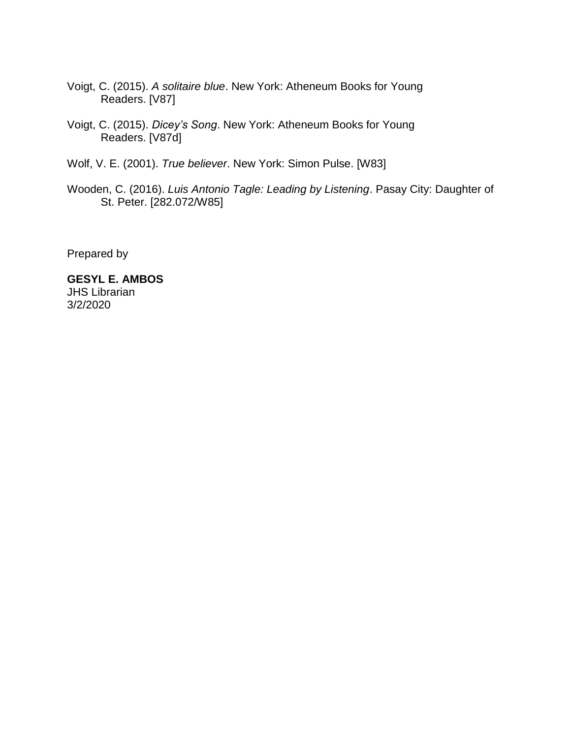Voigt, C. (2015). *A solitaire blue*. New York: Atheneum Books for Young Readers. [V87]

Voigt, C. (2015). *Dicey's Song*. New York: Atheneum Books for Young Readers. [V87d]

Wolf, V. E. (2001). *True believer*. New York: Simon Pulse. [W83]

Wooden, C. (2016). *Luis Antonio Tagle: Leading by Listening*. Pasay City: Daughter of St. Peter. [282.072/W85]

Prepared by

**GESYL E. AMBOS**
JHS Librarian
3/2/2020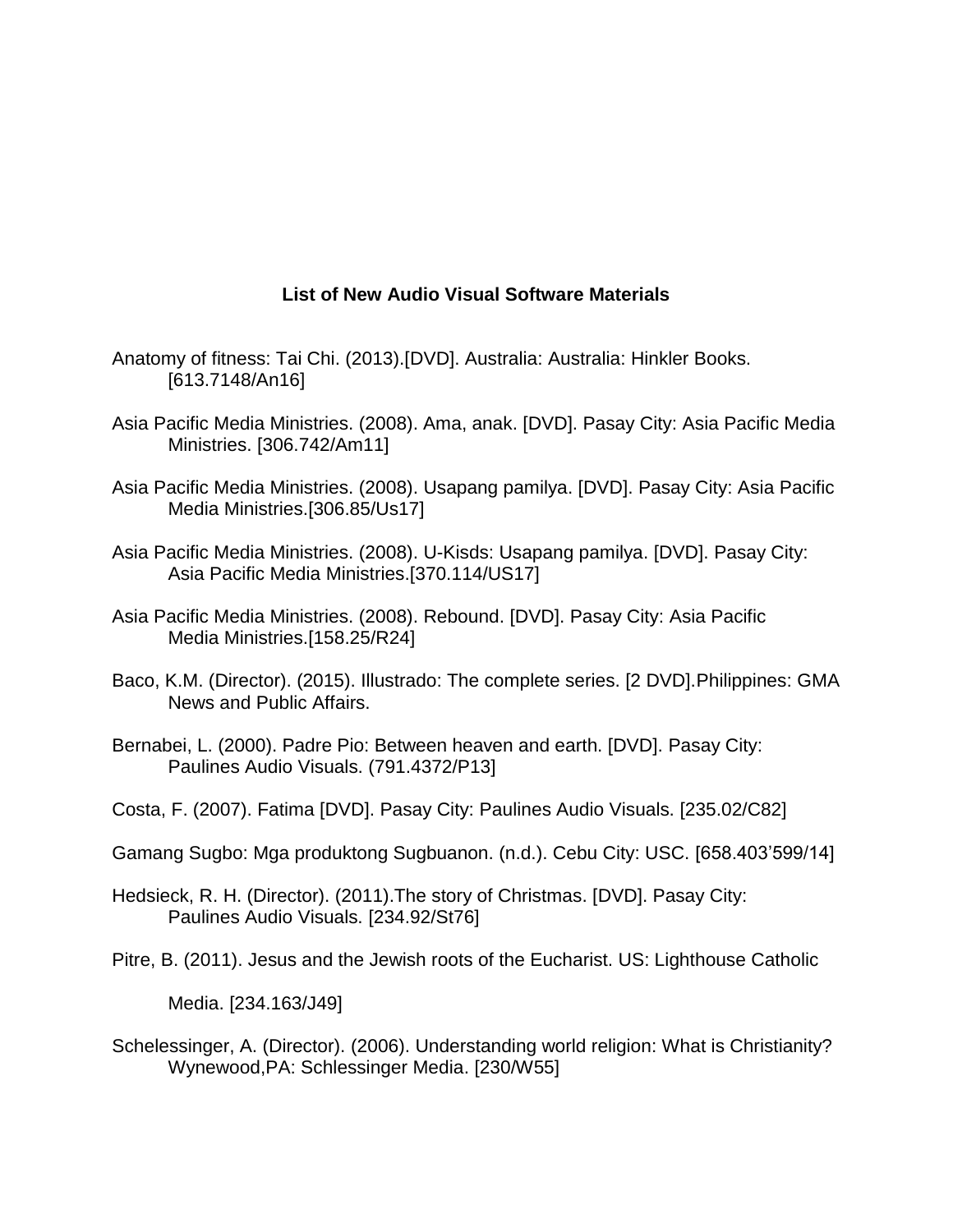## List of New Audio Visual Software Materials

Anatomy of fitness: Tai Chi. (2013).[DVD]. Australia: Australia: Hinkler Books. [613.7148/An16]

Asia Pacific Media Ministries. (2008). Ama, anak. [DVD]. Pasay City: Asia Pacific Media Ministries. [306.742/Am11]

Asia Pacific Media Ministries. (2008). Usapang pamilya. [DVD]. Pasay City: Asia Pacific Media Ministries.[306.85/Us17]

Asia Pacific Media Ministries. (2008). U-Kisds: Usapang pamilya. [DVD]. Pasay City: Asia Pacific Media Ministries.[370.114/US17]

Asia Pacific Media Ministries. (2008). Rebound. [DVD]. Pasay City: Asia Pacific Media Ministries.[158.25/R24]

Baco, K.M. (Director). (2015). Illustrado: The complete series. [2 DVD].Philippines: GMA News and Public Affairs.

Bernabei, L. (2000). Padre Pio: Between heaven and earth. [DVD]. Pasay City: Paulines Audio Visuals. (791.4372/P13]

Costa, F. (2007). Fatima [DVD]. Pasay City: Paulines Audio Visuals. [235.02/C82]

Gamang Sugbo: Mga produktong Sugbuanon. (n.d.). Cebu City: USC. [658.403’599/14]

Hedsieck, R. H. (Director). (2011).The story of Christmas. [DVD]. Pasay City: Paulines Audio Visuals. [234.92/St76]

Pitre, B. (2011). Jesus and the Jewish roots of the Eucharist. US: Lighthouse Catholic Media. [234.163/J49]

Schelessinger, A. (Director). (2006). Understanding world religion: What is Christianity? Wynewood,PA: Schlessinger Media. [230/W55]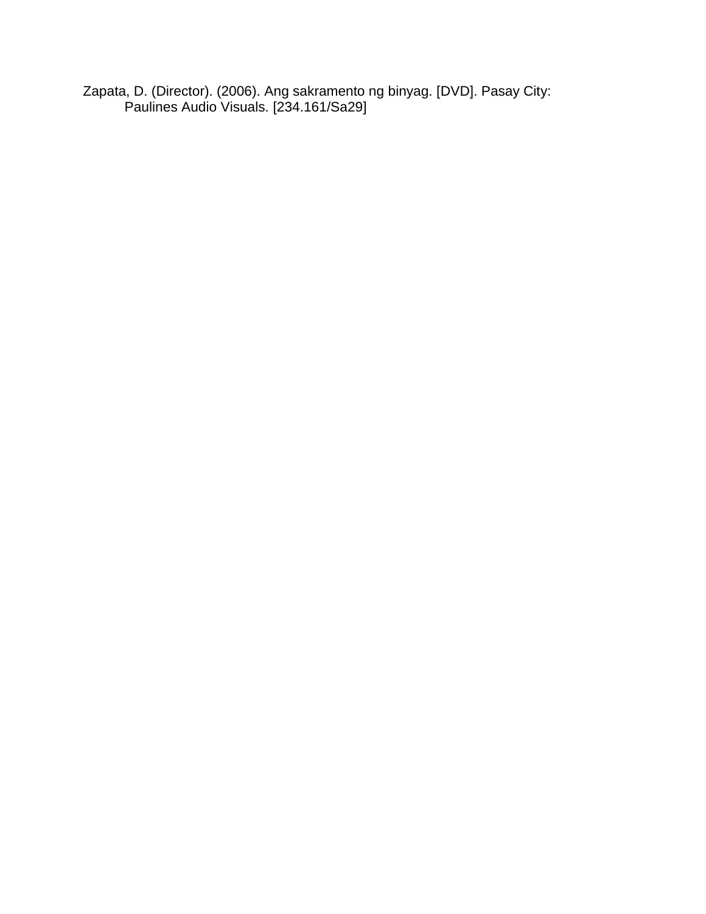Zapata, D. (Director). (2006). Ang sakramento ng binyag. [DVD]. Pasay City: Paulines Audio Visuals. [234.161/Sa29]